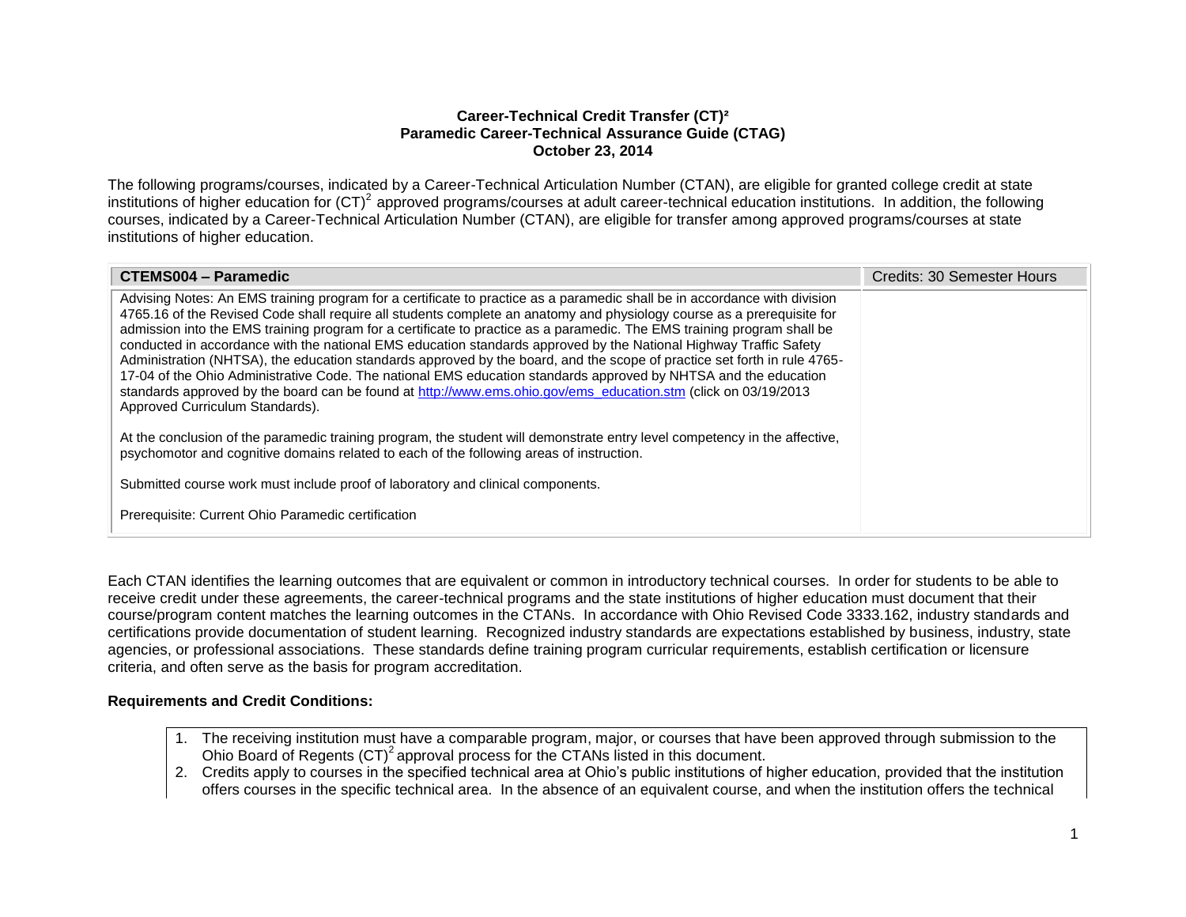**Career-Technical Credit Transfer (CT)²**
**Paramedic Career-Technical Assurance Guide (CTAG)**
**October 23, 2014**

The following programs/courses, indicated by a Career-Technical Articulation Number (CTAN), are eligible for granted college credit at state institutions of higher education for (CT)² approved programs/courses at adult career-technical education institutions. In addition, the following courses, indicated by a Career-Technical Articulation Number (CTAN), are eligible for transfer among approved programs/courses at state institutions of higher education.

| **CTEMS004 – Paramedic** | Credits: 30 Semester Hours |
|---|---|
| Advising Notes: An EMS training program for a certificate to practice as a paramedic shall be in accordance with division 4765.16 of the Revised Code shall require all students complete an anatomy and physiology course as a prerequisite for admission into the EMS training program for a certificate to practice as a paramedic. The EMS training program shall be conducted in accordance with the national EMS education standards approved by the National Highway Traffic Safety Administration (NHTSA), the education standards approved by the board, and the scope of practice set forth in rule 4765-17-04 of the Ohio Administrative Code. The national EMS education standards approved by NHTSA and the education standards approved by the board can be found at http://www.ems.ohio.gov/ems_education.stm (click on 03/19/2013 Approved Curriculum Standards).<br><br>At the conclusion of the paramedic training program, the student will demonstrate entry level competency in the affective, psychomotor and cognitive domains related to each of the following areas of instruction.<br><br>Submitted course work must include proof of laboratory and clinical components.<br><br>Prerequisite: Current Ohio Paramedic certification | |

Each CTAN identifies the learning outcomes that are equivalent or common in introductory technical courses. In order for students to be able to receive credit under these agreements, the career-technical programs and the state institutions of higher education must document that their course/program content matches the learning outcomes in the CTANs. In accordance with Ohio Revised Code 3333.162, industry standards and certifications provide documentation of student learning. Recognized industry standards are expectations established by business, industry, state agencies, or professional associations. These standards define training program curricular requirements, establish certification or licensure criteria, and often serve as the basis for program accreditation.

**Requirements and Credit Conditions:**

1. The receiving institution must have a comparable program, major, or courses that have been approved through submission to the Ohio Board of Regents (CT)² approval process for the CTANs listed in this document.
2. Credits apply to courses in the specified technical area at Ohio's public institutions of higher education, provided that the institution offers courses in the specific technical area. In the absence of an equivalent course, and when the institution offers the technical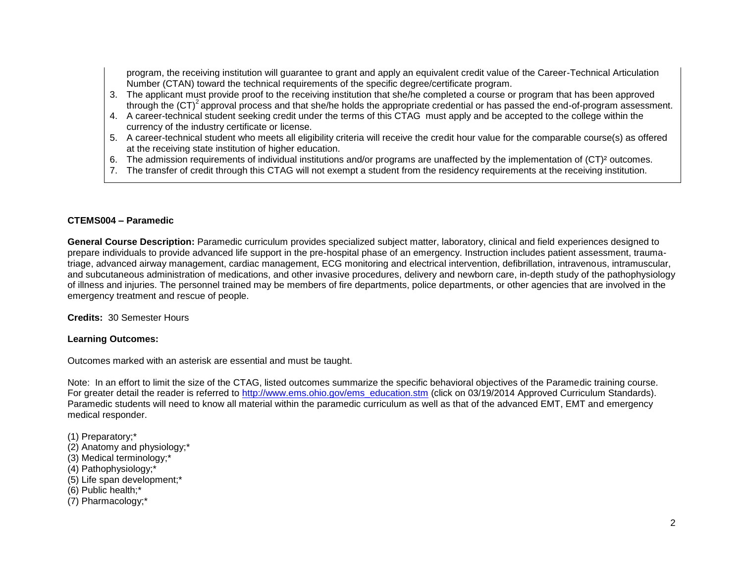program, the receiving institution will guarantee to grant and apply an equivalent credit value of the Career-Technical Articulation Number (CTAN) toward the technical requirements of the specific degree/certificate program.

3. The applicant must provide proof to the receiving institution that she/he completed a course or program that has been approved through the $(CT)^2$ approval process and that she/he holds the appropriate credential or has passed the end-of-program assessment.
4. A career-technical student seeking credit under the terms of this CTAG must apply and be accepted to the college within the currency of the industry certificate or license.
5. A career-technical student who meets all eligibility criteria will receive the credit hour value for the comparable course(s) as offered at the receiving state institution of higher education.
6. The admission requirements of individual institutions and/or programs are unaffected by the implementation of $(CT)^2$ outcomes.
7. The transfer of credit through this CTAG will not exempt a student from the residency requirements at the receiving institution.

**CTEMS004 – Paramedic**

**General Course Description:** Paramedic curriculum provides specialized subject matter, laboratory, clinical and field experiences designed to prepare individuals to provide advanced life support in the pre-hospital phase of an emergency. Instruction includes patient assessment, trauma-triage, advanced airway management, cardiac management, ECG monitoring and electrical intervention, defibrillation, intravenous, intramuscular, and subcutaneous administration of medications, and other invasive procedures, delivery and newborn care, in-depth study of the pathophysiology of illness and injuries. The personnel trained may be members of fire departments, police departments, or other agencies that are involved in the emergency treatment and rescue of people.

**Credits:** 30 Semester Hours

**Learning Outcomes:**

Outcomes marked with an asterisk are essential and must be taught.

Note: In an effort to limit the size of the CTAG, listed outcomes summarize the specific behavioral objectives of the Paramedic training course. For greater detail the reader is referred to http://www.ems.ohio.gov/ems_education.stm (click on 03/19/2014 Approved Curriculum Standards). Paramedic students will need to know all material within the paramedic curriculum as well as that of the advanced EMT, EMT and emergency medical responder.

(1) Preparatory;*
(2) Anatomy and physiology;*
(3) Medical terminology;*
(4) Pathophysiology;*
(5) Life span development;*
(6) Public health;*
(7) Pharmacology;*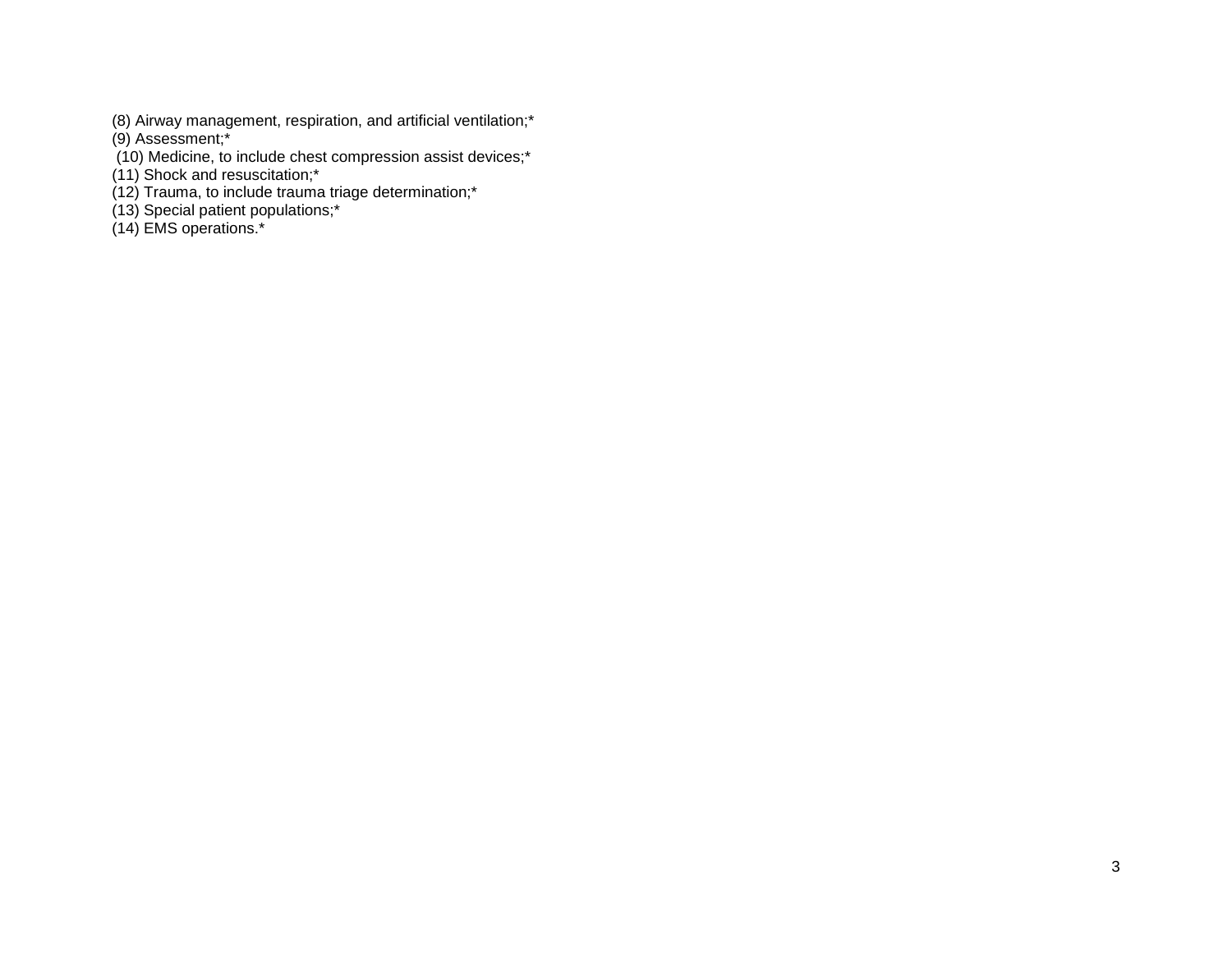(8) Airway management, respiration, and artificial ventilation;*
(9) Assessment;*
(10) Medicine, to include chest compression assist devices;*
(11) Shock and resuscitation;*
(12) Trauma, to include trauma triage determination;*
(13) Special patient populations;*
(14) EMS operations.*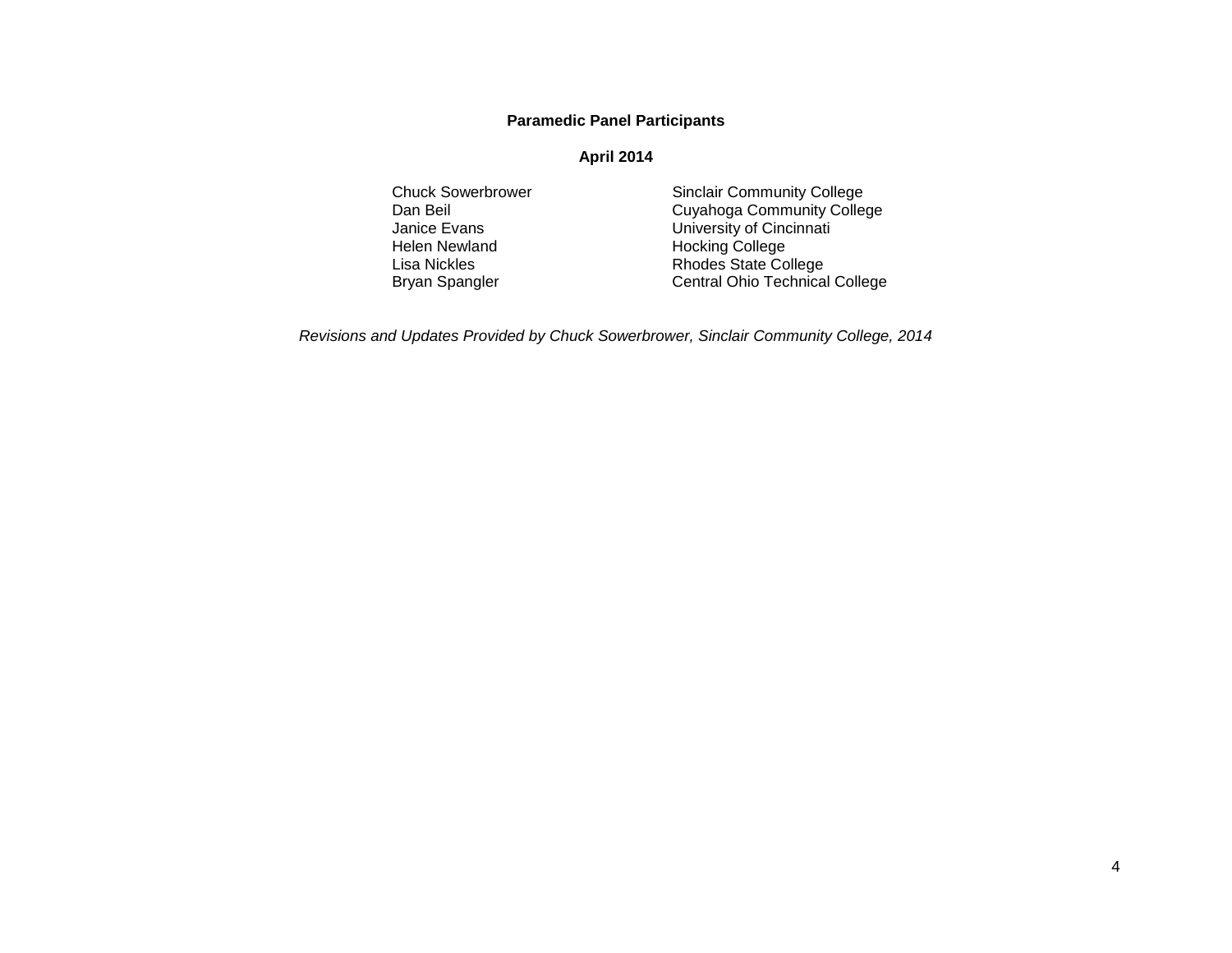**Paramedic Panel Participants**

**April 2014**

| | |
|---|---|
| Chuck Sowerbrower | Sinclair Community College |
| Dan Beil | Cuyahoga Community College |
| Janice Evans | University of Cincinnati |
| Helen Newland | Hocking College |
| Lisa Nickles | Rhodes State College |
| Bryan Spangler | Central Ohio Technical College |

*Revisions and Updates Provided by Chuck Sowerbrower, Sinclair Community College, 2014*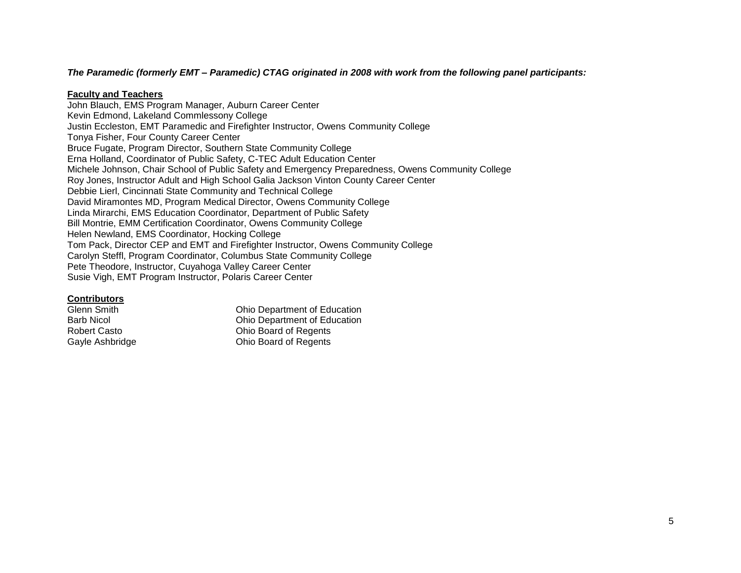***The Paramedic (formerly EMT – Paramedic) CTAG originated in 2008 with work from the following panel participants:***

**Faculty and Teachers**

John Blauch, EMS Program Manager, Auburn Career Center
Kevin Edmond, Lakeland Commlessony College
Justin Eccleston, EMT Paramedic and Firefighter Instructor, Owens Community College
Tonya Fisher, Four County Career Center
Bruce Fugate, Program Director, Southern State Community College
Erna Holland, Coordinator of Public Safety, C-TEC Adult Education Center
Michele Johnson, Chair School of Public Safety and Emergency Preparedness, Owens Community College
Roy Jones, Instructor Adult and High School Galia Jackson Vinton County Career Center
Debbie Lierl, Cincinnati State Community and Technical College
David Miramontes MD, Program Medical Director, Owens Community College
Linda Mirarchi, EMS Education Coordinator, Department of Public Safety
Bill Montrie, EMM Certification Coordinator, Owens Community College
Helen Newland, EMS Coordinator, Hocking College
Tom Pack, Director CEP and EMT and Firefighter Instructor, Owens Community College
Carolyn Steffl, Program Coordinator, Columbus State Community College
Pete Theodore, Instructor, Cuyahoga Valley Career Center
Susie Vigh, EMT Program Instructor, Polaris Career Center

**Contributors**

| | |
|---|---|
| Glenn Smith | Ohio Department of Education |
| Barb Nicol | Ohio Department of Education |
| Robert Casto | Ohio Board of Regents |
| Gayle Ashbridge | Ohio Board of Regents |